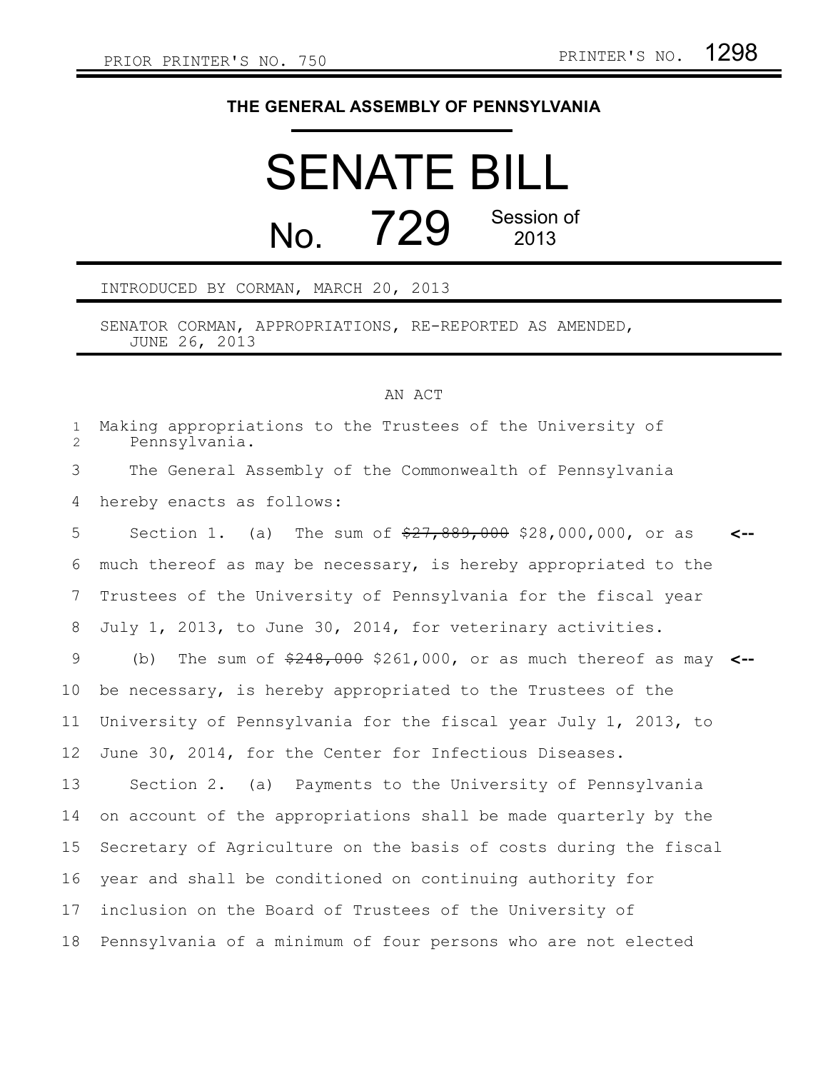PRIOR PRINTER'S NO. 750 PRINTER'S NO. 1298

# THE GENERAL ASSEMBLY OF PENNSYLVANIA

# SENATE BILL No. 729 Session of 2013

INTRODUCED BY CORMAN, MARCH 20, 2013

SENATOR CORMAN, APPROPRIATIONS, RE-REPORTED AS AMENDED, JUNE 26, 2013

AN ACT

Making appropriations to the Trustees of the University of Pennsylvania.

The General Assembly of the Commonwealth of Pennsylvania hereby enacts as follows:

Section 1. (a) The sum of ~~$27,889,000~~ $28,000,000, or as much thereof as may be necessary, is hereby appropriated to the Trustees of the University of Pennsylvania for the fiscal year July 1, 2013, to June 30, 2014, for veterinary activities.

(b) The sum of ~~$248,000~~ $261,000, or as much thereof as may be necessary, is hereby appropriated to the Trustees of the University of Pennsylvania for the fiscal year July 1, 2013, to June 30, 2014, for the Center for Infectious Diseases.

Section 2. (a) Payments to the University of Pennsylvania on account of the appropriations shall be made quarterly by the Secretary of Agriculture on the basis of costs during the fiscal year and shall be conditioned on continuing authority for inclusion on the Board of Trustees of the University of Pennsylvania of a minimum of four persons who are not elected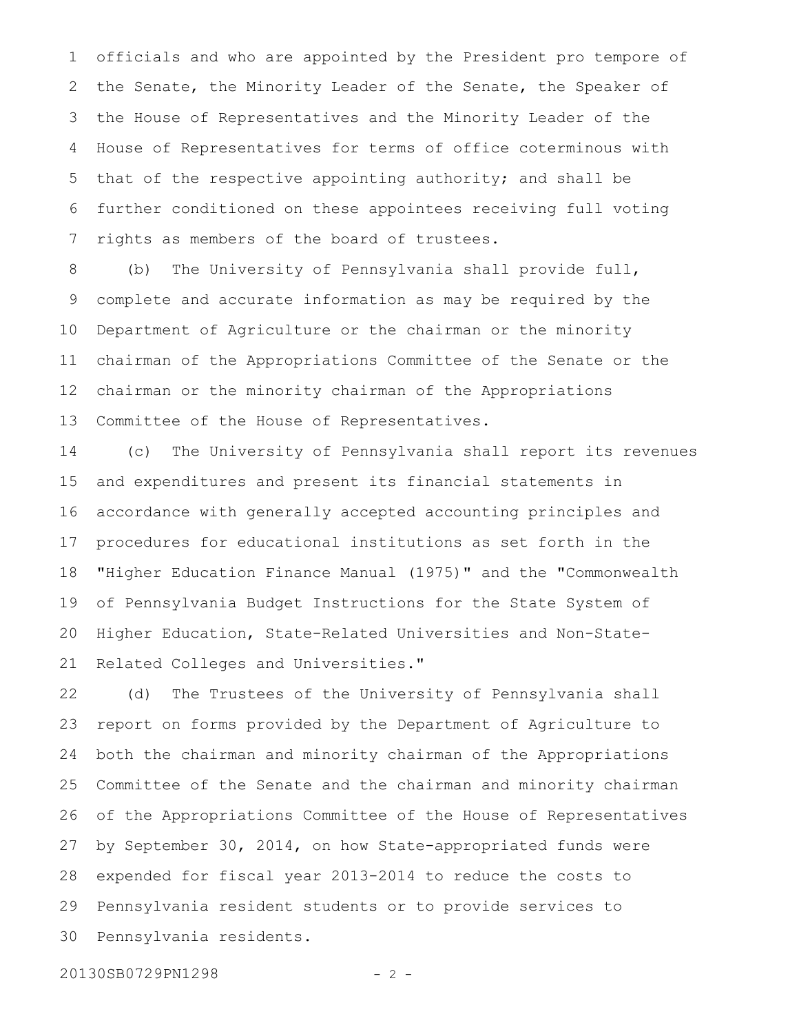officials and who are appointed by the President pro tempore of the Senate, the Minority Leader of the Senate, the Speaker of the House of Representatives and the Minority Leader of the House of Representatives for terms of office coterminous with that of the respective appointing authority; and shall be further conditioned on these appointees receiving full voting rights as members of the board of trustees.

(b) The University of Pennsylvania shall provide full, complete and accurate information as may be required by the Department of Agriculture or the chairman or the minority chairman of the Appropriations Committee of the Senate or the chairman or the minority chairman of the Appropriations Committee of the House of Representatives.

(c) The University of Pennsylvania shall report its revenues and expenditures and present its financial statements in accordance with generally accepted accounting principles and procedures for educational institutions as set forth in the "Higher Education Finance Manual (1975)" and the "Commonwealth of Pennsylvania Budget Instructions for the State System of Higher Education, State-Related Universities and Non-State-Related Colleges and Universities."

(d) The Trustees of the University of Pennsylvania shall report on forms provided by the Department of Agriculture to both the chairman and minority chairman of the Appropriations Committee of the Senate and the chairman and minority chairman of the Appropriations Committee of the House of Representatives by September 30, 2014, on how State-appropriated funds were expended for fiscal year 2013-2014 to reduce the costs to Pennsylvania resident students or to provide services to Pennsylvania residents.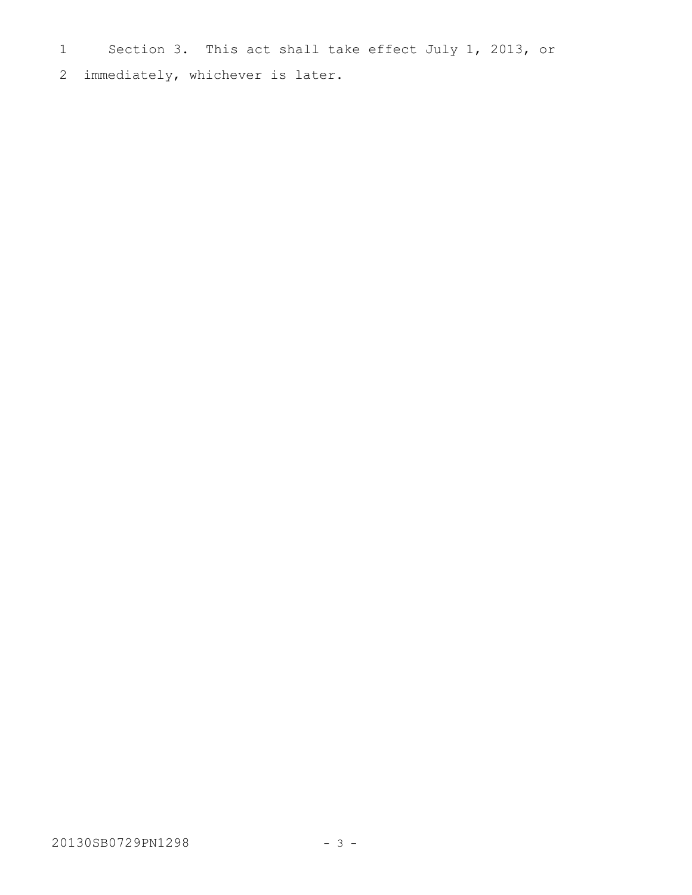Section 3. This act shall take effect July 1, 2013, or immediately, whichever is later.